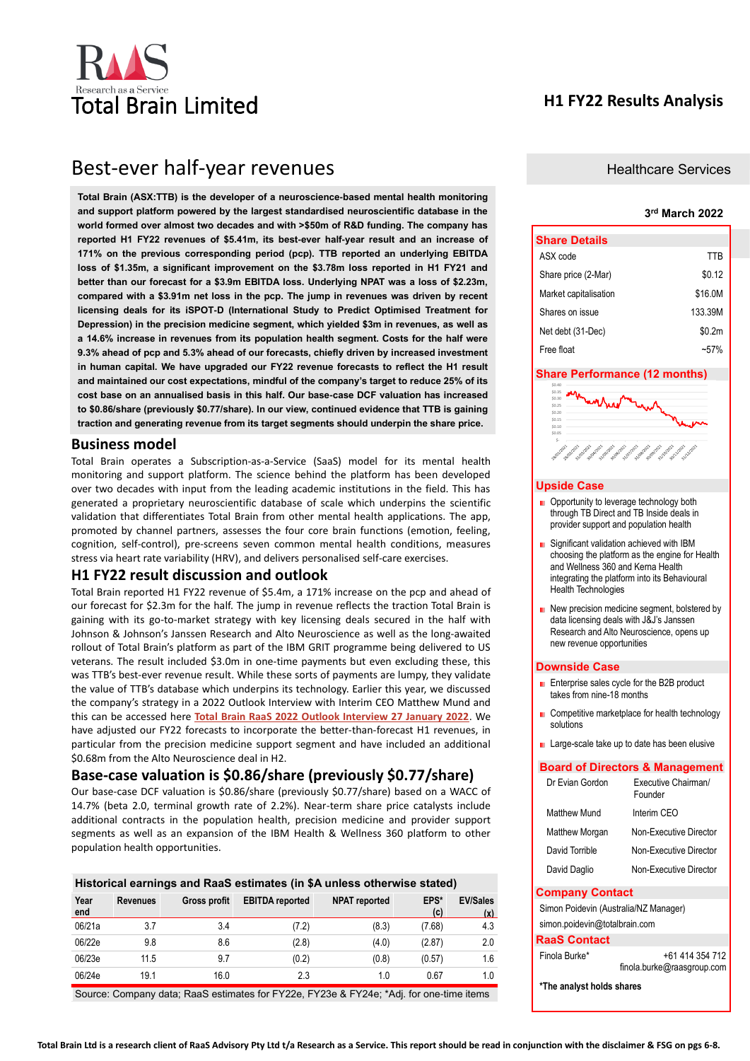# Total Brain Limited

## H1 FY22 Results Analysis

# Best-ever half-year revenues

**Total Brain (ASX:TTB) is the developer of a neuroscience-based mental health monitoring and support platform powered by the largest standardised neuroscientific database in the world formed over almost two decades and with >$50m of R&D funding. The company has reported H1 FY22 revenues of $5.41m, its best-ever half-year result and an increase of 171% on the previous corresponding period (pcp). TTB reported an underlying EBITDA loss of $1.35m, a significant improvement on the $3.78m loss reported in H1 FY21 and better than our forecast for a $3.9m EBITDA loss. Underlying NPAT was a loss of $2.23m, compared with a $3.91m net loss in the pcp. The jump in revenues was driven by recent licensing deals for its iSPOT-D (International Study to Predict Optimised Treatment for Depression) in the precision medicine segment, which yielded $3m in revenues, as well as a 14.6% increase in revenues from its population health segment. Costs for the half were 9.3% ahead of pcp and 5.3% ahead of our forecasts, chiefly driven by increased investment in human capital. We have upgraded our FY22 revenue forecasts to reflect the H1 result and maintained our cost expectations, mindful of the company's target to reduce 25% of its cost base on an annualised basis in this half. Our base-case DCF valuation has increased to $0.86/share (previously $0.77/share). In our view, continued evidence that TTB is gaining traction and generating revenue from its target segments should underpin the share price.**

## Business model

Total Brain operates a Subscription-as-a-Service (SaaS) model for its mental health monitoring and support platform. The science behind the platform has been developed over two decades with input from the leading academic institutions in the field. This has generated a proprietary neuroscientific database of scale which underpins the scientific validation that differentiates Total Brain from other mental health applications. The app, promoted by channel partners, assesses the four core brain functions (emotion, feeling, cognition, self-control), pre-screens seven common mental health conditions, measures stress via heart rate variability (HRV), and delivers personalised self-care exercises.

## H1 FY22 result discussion and outlook

Total Brain reported H1 FY22 revenue of $5.4m, a 171% increase on the pcp and ahead of our forecast for $2.3m for the half. The jump in revenue reflects the traction Total Brain is gaining with its go-to-market strategy with key licensing deals secured in the half with Johnson & Johnson's Janssen Research and Alto Neuroscience as well as the long-awaited rollout of Total Brain's platform as part of the IBM GRIT programme being delivered to US veterans. The result included $3.0m in one-time payments but even excluding these, this was TTB's best-ever revenue result. While these sorts of payments are lumpy, they validate the value of TTB's database which underpins its technology. Earlier this year, we discussed the company's strategy in a 2022 Outlook Interview with Interim CEO Matthew Mund and this can be accessed here **Total Brain RaaS 2022 Outlook Interview 27 January 2022**. We have adjusted our FY22 forecasts to incorporate the better-than-forecast H1 revenues, in particular from the precision medicine support segment and have included an additional $0.68m from the Alto Neuroscience deal in H2.

## Base-case valuation is $0.86/share (previously $0.77/share)

Our base-case DCF valuation is $0.86/share (previously $0.77/share) based on a WACC of 14.7% (beta 2.0, terminal growth rate of 2.2%). Near-term share price catalysts include additional contracts in the population health, precision medicine and provider support segments as well as an expansion of the IBM Health & Wellness 360 platform to other population health opportunities.

**Historical earnings and RaaS estimates (in $A unless otherwise stated)**

| Year end | Revenues | Gross profit | EBITDA reported | NPAT reported | EPS* (c) | EV/Sales (x) |
|---|---|---|---|---|---|---|
| 06/21a | 3.7 | 3.4 | (7.2) | (8.3) | (7.68) | 4.3 |
| 06/22e | 9.8 | 8.6 | (2.8) | (4.0) | (2.87) | 2.0 |
| 06/23e | 11.5 | 9.7 | (0.2) | (0.8) | (0.57) | 1.6 |
| 06/24e | 19.1 | 16.0 | 2.3 | 1.0 | 0.67 | 1.0 |

Source: Company data; RaaS estimates for FY22e, FY23e & FY24e; *Adj. for one-time items

Healthcare Services

3rd March 2022

### Share Details

| | |
|---|---|
| ASX code | TTB |
| Share price (2-Mar) | $0.12 |
| Market capitalisation | $16.0M |
| Shares on issue | 133.39M |
| Net debt (31-Dec) | $0.2m |
| Free float | ~57% |

### Share Performance (12 months)

### Upside Case

- Opportunity to leverage technology both through TB Direct and TB Inside deals in provider support and population health
- Significant validation achieved with IBM choosing the platform as the engine for Health and Wellness 360 and Kerna Health integrating the platform into its Behavioural Health Technologies
- New precision medicine segment, bolstered by data licensing deals with J&J's Janssen Research and Alto Neuroscience, opens up new revenue opportunities

### Downside Case

- Enterprise sales cycle for the B2B product takes from nine-18 months
- Competitive marketplace for health technology solutions
- Large-scale take up to date has been elusive

### Board of Directors & Management

| | |
|---|---|
| Dr Evian Gordon | Executive Chairman/ Founder |
| Matthew Mund | Interim CEO |
| Matthew Morgan | Non-Executive Director |
| David Torrible | Non-Executive Director |
| David Daglio | Non-Executive Director |

### Company Contact

Simon Poidevin (Australia/NZ Manager)
simon.poidevin@totalbrain.com

### RaaS Contact

Finola Burke* +61 414 354 712
finola.burke@raasgroup.com

**\*The analyst holds shares**

**Total Brain Ltd is a research client of RaaS Advisory Pty Ltd t/a Research as a Service. This report should be read in conjunction with the disclaimer & FSG on pgs 6-8.**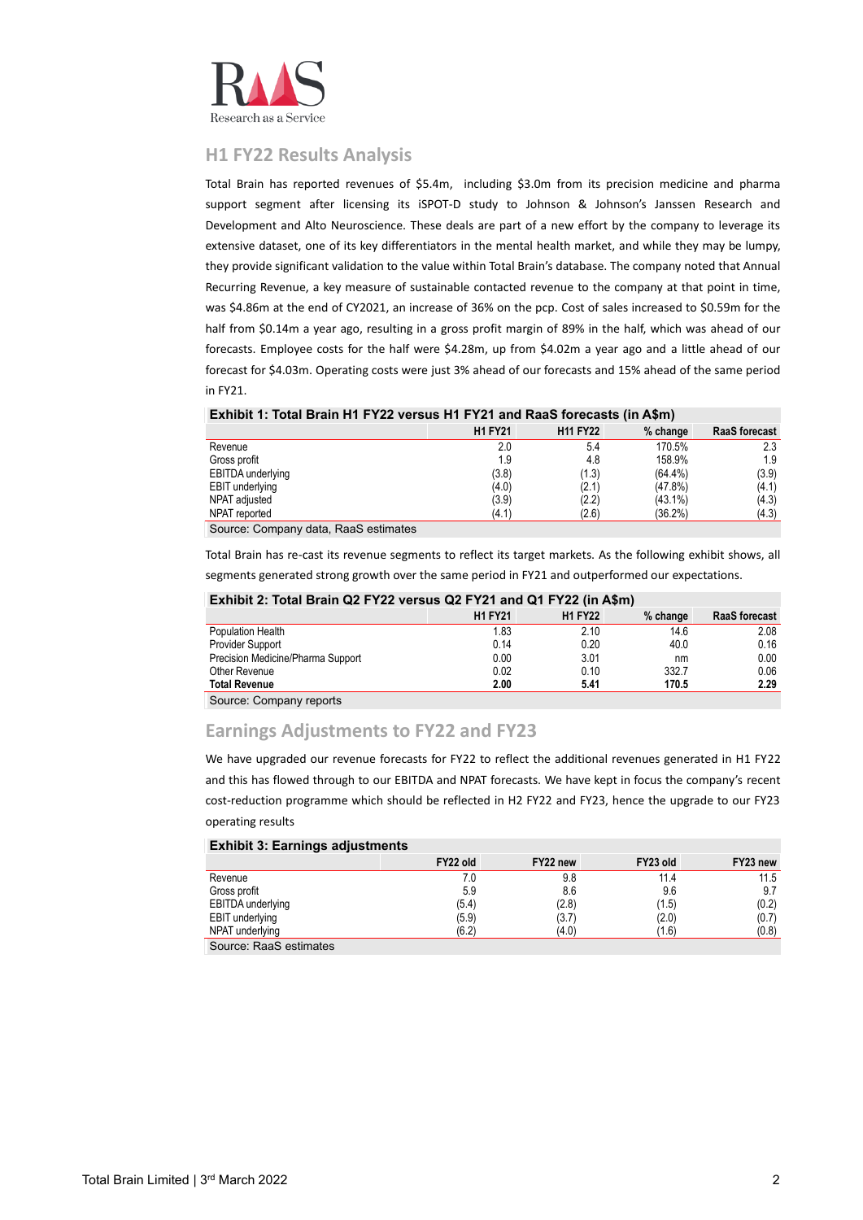## H1 FY22 Results Analysis

Total Brain has reported revenues of $5.4m,  including $3.0m from its precision medicine and pharma support segment after licensing its iSPOT-D study to Johnson & Johnson's Janssen Research and Development and Alto Neuroscience. These deals are part of a new effort by the company to leverage its extensive dataset, one of its key differentiators in the mental health market, and while they may be lumpy, they provide significant validation to the value within Total Brain's database. The company noted that Annual Recurring Revenue, a key measure of sustainable contacted revenue to the company at that point in time, was $4.86m at the end of CY2021, an increase of 36% on the pcp. Cost of sales increased to $0.59m for the half from $0.14m a year ago, resulting in a gross profit margin of 89% in the half, which was ahead of our forecasts. Employee costs for the half were $4.28m, up from $4.02m a year ago and a little ahead of our forecast for $4.03m. Operating costs were just 3% ahead of our forecasts and 15% ahead of the same period in FY21.

**Exhibit 1: Total Brain H1 FY22 versus H1 FY21 and RaaS forecasts (in A$m)**

| | H1 FY21 | H11 FY22 | % change | RaaS forecast |
|---|---|---|---|---|
| Revenue | 2.0 | 5.4 | 170.5% | 2.3 |
| Gross profit | 1.9 | 4.8 | 158.9% | 1.9 |
| EBITDA underlying | (3.8) | (1.3) | (64.4%) | (3.9) |
| EBIT underlying | (4.0) | (2.1) | (47.8%) | (4.1) |
| NPAT adjusted | (3.9) | (2.2) | (43.1%) | (4.3) |
| NPAT reported | (4.1) | (2.6) | (36.2%) | (4.3) |

Source: Company data, RaaS estimates

Total Brain has re-cast its revenue segments to reflect its target markets. As the following exhibit shows, all segments generated strong growth over the same period in FY21 and outperformed our expectations.

**Exhibit 2: Total Brain Q2 FY22 versus Q2 FY21 and Q1 FY22 (in A$m)**

| | H1 FY21 | H1 FY22 | % change | RaaS forecast |
|---|---|---|---|---|
| Population Health | 1.83 | 2.10 | 14.6 | 2.08 |
| Provider Support | 0.14 | 0.20 | 40.0 | 0.16 |
| Precision Medicine/Pharma Support | 0.00 | 3.01 | nm | 0.00 |
| Other Revenue | 0.02 | 0.10 | 332.7 | 0.06 |
| **Total Revenue** | **2.00** | **5.41** | **170.5** | **2.29** |

Source: Company reports

## Earnings Adjustments to FY22 and FY23

We have upgraded our revenue forecasts for FY22 to reflect the additional revenues generated in H1 FY22 and this has flowed through to our EBITDA and NPAT forecasts. We have kept in focus the company's recent cost-reduction programme which should be reflected in H2 FY22 and FY23, hence the upgrade to our FY23 operating results

**Exhibit 3: Earnings adjustments**

| | FY22 old | FY22 new | FY23 old | FY23 new |
|---|---|---|---|---|
| Revenue | 7.0 | 9.8 | 11.4 | 11.5 |
| Gross profit | 5.9 | 8.6 | 9.6 | 9.7 |
| EBITDA underlying | (5.4) | (2.8) | (1.5) | (0.2) |
| EBIT underlying | (5.9) | (3.7) | (2.0) | (0.7) |
| NPAT underlying | (6.2) | (4.0) | (1.6) | (0.8) |

Source: RaaS estimates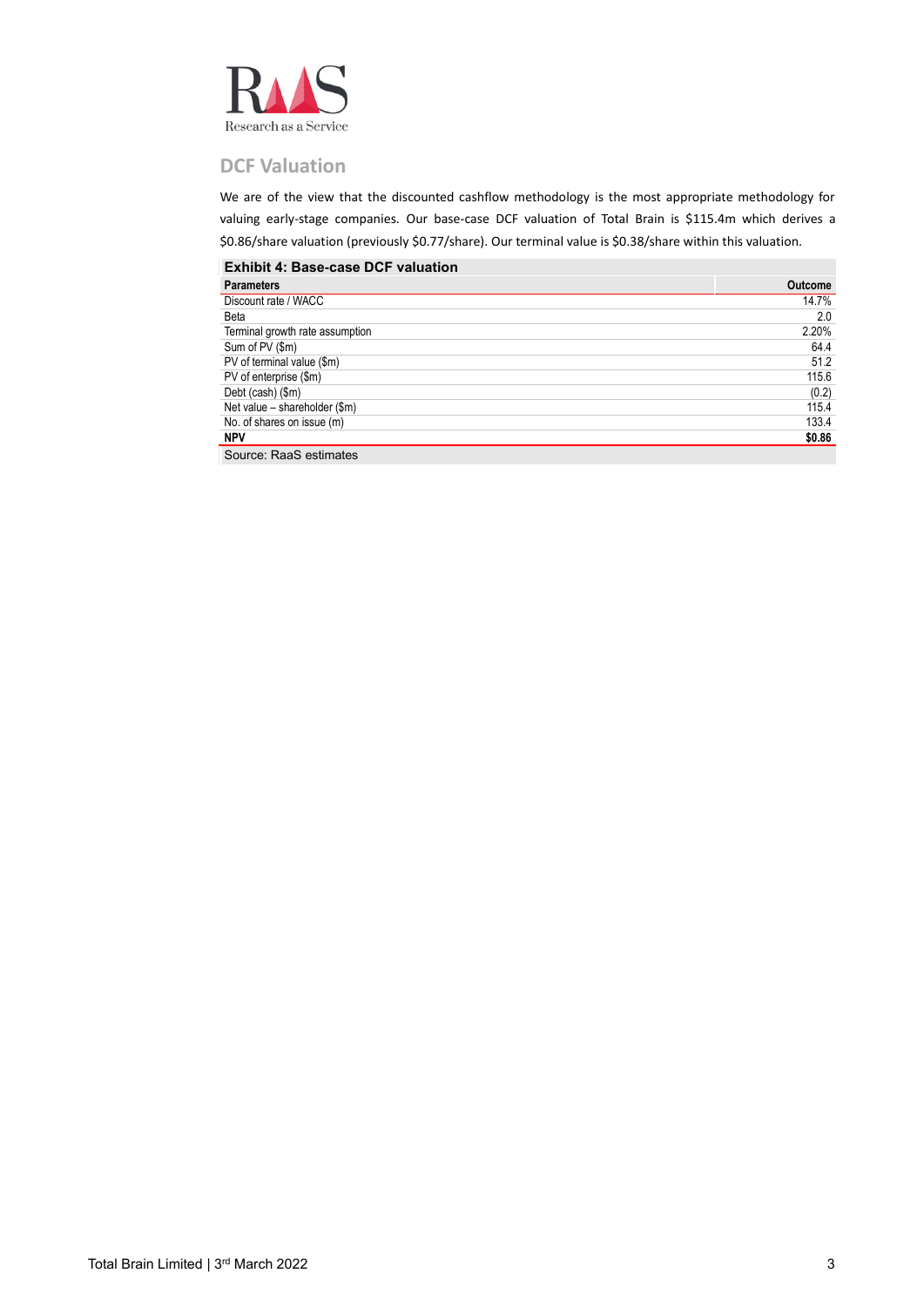## DCF Valuation

We are of the view that the discounted cashflow methodology is the most appropriate methodology for valuing early-stage companies. Our base-case DCF valuation of Total Brain is $115.4m which derives a $0.86/share valuation (previously $0.77/share). Our terminal value is $0.38/share within this valuation.

**Exhibit 4: Base-case DCF valuation**

| Parameters | Outcome |
|---|---|
| Discount rate / WACC | 14.7% |
| Beta | 2.0 |
| Terminal growth rate assumption | 2.20% |
| Sum of PV ($m) | 64.4 |
| PV of terminal value ($m) | 51.2 |
| PV of enterprise ($m) | 115.6 |
| Debt (cash) ($m) | (0.2) |
| Net value – shareholder ($m) | 115.4 |
| No. of shares on issue (m) | 133.4 |
| **NPV** | **$0.86** |

Source: RaaS estimates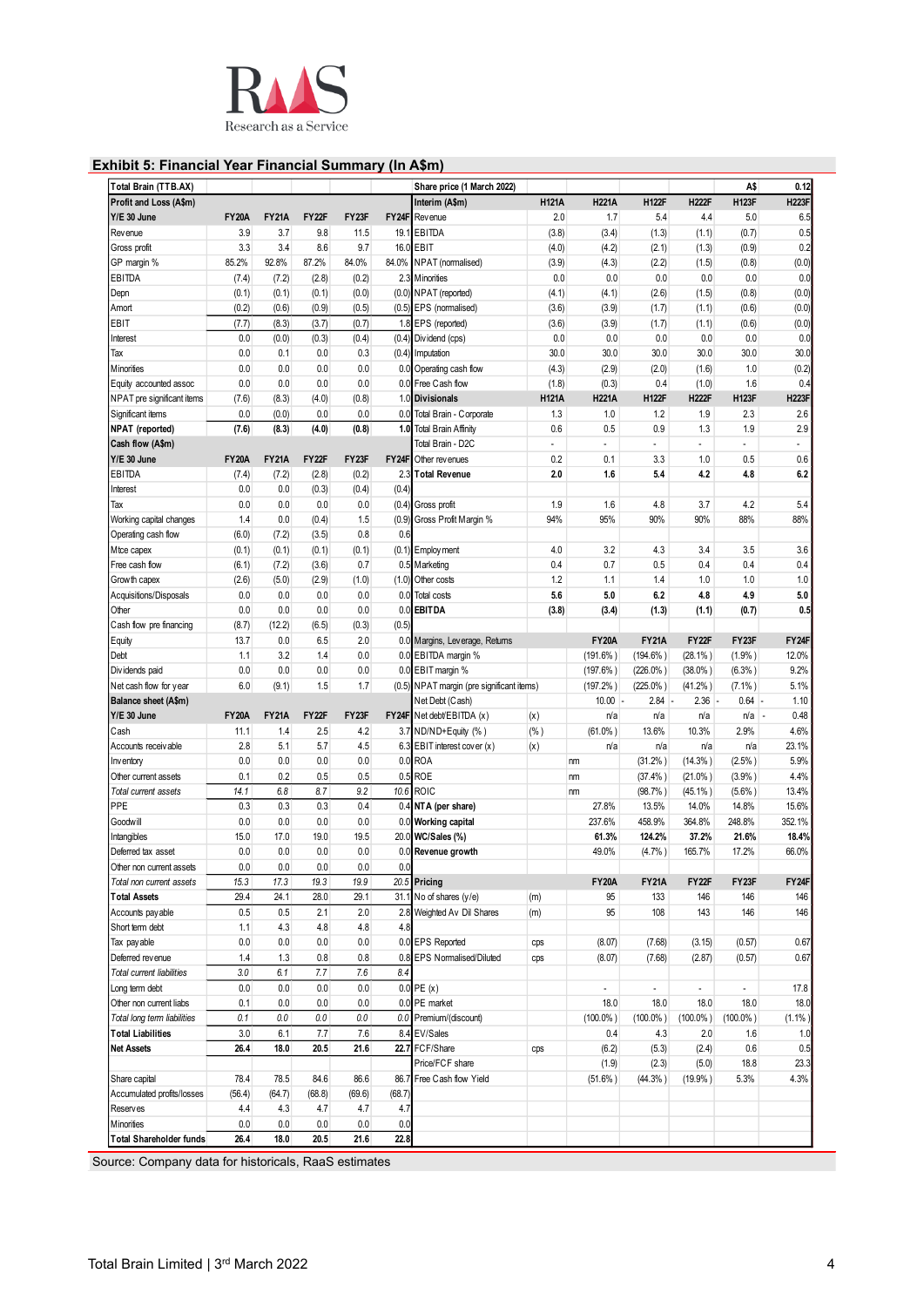## Exhibit 5: Financial Year Financial Summary (In A$m)

| Total Brain (TTB.AX) | | | | | |
|---|---|---|---|---|---|
| **Profit and Loss (A$m)** | | | | | |
| **Y/E 30 June** | **FY20A** | **FY21A** | **FY22F** | **FY23F** | **FY24F** |
| Revenue | 3.9 | 3.7 | 9.8 | 11.5 | 19.1 |
| Gross profit | 3.3 | 3.4 | 8.6 | 9.7 | 16.0 |
| GP margin % | 85.2% | 92.8% | 87.2% | 84.0% | 84.0% |
| EBITDA | (7.4) | (7.2) | (2.8) | (0.2) | 2.3 |
| Depn | (0.1) | (0.1) | (0.1) | (0.0) | (0.0) |
| Amort | (0.2) | (0.6) | (0.9) | (0.5) | (0.5) |
| EBIT | (7.7) | (8.3) | (3.7) | (0.7) | 1.8 |
| Interest | 0.0 | (0.0) | (0.3) | (0.4) | (0.4) |
| Tax | 0.0 | 0.1 | 0.0 | 0.3 | (0.4) |
| Minorities | 0.0 | 0.0 | 0.0 | 0.0 | 0.0 |
| Equity accounted assoc | 0.0 | 0.0 | 0.0 | 0.0 | 0.0 |
| NPAT pre significant items | (7.6) | (8.3) | (4.0) | (0.8) | 1.0 |
| Significant items | 0.0 | (0.0) | 0.0 | 0.0 | 0.0 |
| **NPAT (reported)** | **(7.6)** | **(8.3)** | **(4.0)** | **(0.8)** | **1.0** |
| **Cash flow (A$m)** | | | | | |
| **Y/E 30 June** | **FY20A** | **FY21A** | **FY22F** | **FY23F** | **FY24F** |
| EBITDA | (7.4) | (7.2) | (2.8) | (0.2) | 2.3 |
| Interest | 0.0 | 0.0 | (0.3) | (0.4) | (0.4) |
| Tax | 0.0 | 0.0 | 0.0 | 0.0 | (0.4) |
| Working capital changes | 1.4 | 0.0 | (0.4) | 1.5 | (0.9) |
| Operating cash flow | (6.0) | (7.2) | (3.5) | 0.8 | 0.6 |
| Mtce capex | (0.1) | (0.1) | (0.1) | (0.1) | (0.1) |
| Free cash flow | (6.1) | (7.2) | (3.6) | 0.7 | 0.5 |
| Growth capex | (2.6) | (5.0) | (2.9) | (1.0) | (1.0) |
| Acquisitions/Disposals | 0.0 | 0.0 | 0.0 | 0.0 | 0.0 |
| Other | 0.0 | 0.0 | 0.0 | 0.0 | 0.0 |
| Cash flow pre financing | (8.7) | (12.2) | (6.5) | (0.3) | (0.5) |
| Equity | 13.7 | 0.0 | 6.5 | 2.0 | 0.0 |
| Debt | 1.1 | 3.2 | 1.4 | 0.0 | 0.0 |
| Dividends paid | 0.0 | 0.0 | 0.0 | 0.0 | 0.0 |
| Net cash flow for year | 6.0 | (9.1) | 1.5 | 1.7 | (0.5) |
| **Balance sheet (A$m)** | | | | | |
| **Y/E 30 June** | **FY20A** | **FY21A** | **FY22F** | **FY23F** | **FY24F** |
| Cash | 11.1 | 1.4 | 2.5 | 4.2 | 3.7 |
| Accounts receivable | 2.8 | 5.1 | 5.7 | 4.5 | 6.3 |
| Inventory | 0.0 | 0.0 | 0.0 | 0.0 | 0.0 |
| Other current assets | 0.1 | 0.2 | 0.5 | 0.5 | 0.5 |
| *Total current assets* | *14.1* | *6.8* | *8.7* | *9.2* | *10.6* |
| PPE | 0.3 | 0.3 | 0.3 | 0.4 | 0.4 |
| Goodwill | 0.0 | 0.0 | 0.0 | 0.0 | 0.0 |
| Intangibles | 15.0 | 17.0 | 19.0 | 19.5 | 20.0 |
| Deferred tax asset | 0.0 | 0.0 | 0.0 | 0.0 | 0.0 |
| Other non current assets | 0.0 | 0.0 | 0.0 | 0.0 | 0.0 |
| *Total non current assets* | *15.3* | *17.3* | *19.3* | *19.9* | *20.5* |
| **Total Assets** | 29.4 | 24.1 | 28.0 | 29.1 | 31.1 |
| Accounts payable | 0.5 | 0.5 | 2.1 | 2.0 | 2.8 |
| Short term debt | 1.1 | 4.3 | 4.8 | 4.8 | 4.8 |
| Tax payable | 0.0 | 0.0 | 0.0 | 0.0 | 0.0 |
| Deferred revenue | 1.4 | 1.3 | 0.8 | 0.8 | 0.8 |
| *Total current liabilities* | *3.0* | *6.1* | *7.7* | *7.6* | *8.4* |
| Long term debt | 0.0 | 0.0 | 0.0 | 0.0 | 0.0 |
| Other non current liabs | 0.1 | 0.0 | 0.0 | 0.0 | 0.0 |
| *Total long term liabilities* | *0.1* | *0.0* | *0.0* | *0.0* | *0.0* |
| **Total Liabilities** | 3.0 | 6.1 | 7.7 | 7.6 | 8.4 |
| **Net Assets** | **26.4** | **18.0** | **20.5** | **21.6** | **22.7** |
| Share capital | 78.4 | 78.5 | 84.6 | 86.6 | 86.7 |
| Accumulated profits/losses | (56.4) | (64.7) | (68.8) | (69.6) | (68.7) |
| Reserves | 4.4 | 4.3 | 4.7 | 4.7 | 4.7 |
| Minorities | 0.0 | 0.0 | 0.0 | 0.0 | 0.0 |
| **Total Shareholder funds** | **26.4** | **18.0** | **20.5** | **21.6** | **22.8** |

| Share price (1 March 2022) | | | | | | A$ | 0.12 |
|---|---|---|---|---|---|---|---|
| **Interim (A$m)** | | **H121A** | **H221A** | **H122F** | **H222F** | **H123F** | **H223F** |
| Revenue | | 2.0 | 1.7 | 5.4 | 4.4 | 5.0 | 6.5 |
| EBITDA | | (3.8) | (3.4) | (1.3) | (1.1) | (0.7) | 0.5 |
| EBIT | | (4.0) | (4.2) | (2.1) | (1.3) | (0.9) | 0.2 |
| NPAT (normalised) | | (3.9) | (4.3) | (2.2) | (1.5) | (0.8) | (0.0) |
| Minorities | | 0.0 | 0.0 | 0.0 | 0.0 | 0.0 | 0.0 |
| NPAT (reported) | | (4.1) | (4.1) | (2.6) | (1.5) | (0.8) | (0.0) |
| EPS (normalised) | | (3.6) | (3.9) | (1.7) | (1.1) | (0.6) | (0.0) |
| EPS (reported) | | (3.6) | (3.9) | (1.7) | (1.1) | (0.6) | (0.0) |
| Dividend (cps) | | 0.0 | 0.0 | 0.0 | 0.0 | 0.0 | 0.0 |
| Imputation | | 30.0 | 30.0 | 30.0 | 30.0 | 30.0 | 30.0 |
| Operating cash flow | | (4.3) | (2.9) | (2.0) | (1.6) | 1.0 | (0.2) |
| Free Cash flow | | (1.8) | (0.3) | 0.4 | (1.0) | 1.6 | 0.4 |
| **Divisionals** | | **H121A** | **H221A** | **H122F** | **H222F** | **H123F** | **H223F** |
| Total Brain - Corporate | | 1.3 | 1.0 | 1.2 | 1.9 | 2.3 | 2.6 |
| Total Brain Affinity | | 0.6 | 0.5 | 0.9 | 1.3 | 1.9 | 2.9 |
| Total Brain - D2C | | - | - | - | - | - | - |
| Other revenues | | 0.2 | 0.1 | 3.3 | 1.0 | 0.5 | 0.6 |
| **Total Revenue** | | **2.0** | **1.6** | **5.4** | **4.2** | **4.8** | **6.2** |
| Gross profit | | 1.9 | 1.6 | 4.8 | 3.7 | 4.2 | 5.4 |
| Gross Profit Margin % | | 94% | 95% | 90% | 90% | 88% | 88% |
| Employment | | 4.0 | 3.2 | 4.3 | 3.4 | 3.5 | 3.6 |
| Marketing | | 0.4 | 0.7 | 0.5 | 0.4 | 0.4 | 0.4 |
| Other costs | | 1.2 | 1.1 | 1.4 | 1.0 | 1.0 | 1.0 |
| Total costs | | 5.6 | 5.0 | 6.2 | 4.8 | 4.9 | 5.0 |
| **EBITDA** | | **(3.8)** | **(3.4)** | **(1.3)** | **(1.1)** | **(0.7)** | **0.5** |
| Margins, Leverage, Returns | | | **FY20A** | **FY21A** | **FY22F** | **FY23F** | **FY24F** |
| EBITDA margin % | | | (191.6%) | (194.6%) | (28.1%) | (1.9%) | 12.0% |
| EBIT margin % | | | (197.6%) | (226.0%) | (38.0%) | (6.3%) | 9.2% |
| NPAT margin (pre significant items) | | | (197.2%) | (225.0%) | (41.2%) | (7.1%) | 5.1% |
| Net Debt (Cash) | | | 10.00 - | 2.84 - | 2.36 - | 0.64 - | 1.10 |
| Net debt/EBITDA (x) | (x) | | n/a | n/a | n/a | n/a - | 0.48 |
| ND/ND+Equity (%) | (%) | | (61.0%) | 13.6% | 10.3% | 2.9% | 4.6% |
| EBIT interest cover (x) | (x) | | n/a | n/a | n/a | n/a | 23.1% |
| ROA | | nm | | (31.2%) | (14.3%) | (2.5%) | 5.9% |
| ROE | | nm | | (37.4%) | (21.0%) | (3.9%) | 4.4% |
| ROIC | | nm | | (98.7%) | (45.1%) | (5.6%) | 13.4% |
| **NTA (per share)** | | | 27.8% | 13.5% | 14.0% | 14.8% | 15.6% |
| **Working capital** | | | 237.6% | 458.9% | 364.8% | 248.8% | 352.1% |
| **WC/Sales (%)** | | | **61.3%** | **124.2%** | **37.2%** | **21.6%** | **18.4%** |
| **Revenue growth** | | | 49.0% | (4.7%) | 165.7% | 17.2% | 66.0% |
| **Pricing** | | | **FY20A** | **FY21A** | **FY22F** | **FY23F** | **FY24F** |
| No of shares (y/e) | (m) | | 95 | 133 | 146 | 146 | 146 |
| Weighted Av Dil Shares | (m) | | 95 | 108 | 143 | 146 | 146 |
| EPS Reported | cps | | (8.07) | (7.68) | (3.15) | (0.57) | 0.67 |
| EPS Normalised/Diluted | cps | | (8.07) | (7.68) | (2.87) | (0.57) | 0.67 |
| PE (x) | | | - | - | - | - | 17.8 |
| PE market | | | 18.0 | 18.0 | 18.0 | 18.0 | 18.0 |
| Premium/(discount) | | | (100.0%) | (100.0%) | (100.0%) | (100.0%) | (1.1%) |
| EV/Sales | | | 0.4 | 4.3 | 2.0 | 1.6 | 1.0 |
| FCF/Share | cps | | (6.2) | (5.3) | (2.4) | 0.6 | 0.5 |
| Price/FCF share | | | (1.9) | (2.3) | (5.0) | 18.8 | 23.3 |
| Free Cash flow Yield | | | (51.6%) | (44.3%) | (19.9%) | 5.3% | 4.3% |

Source: Company data for historicals, RaaS estimates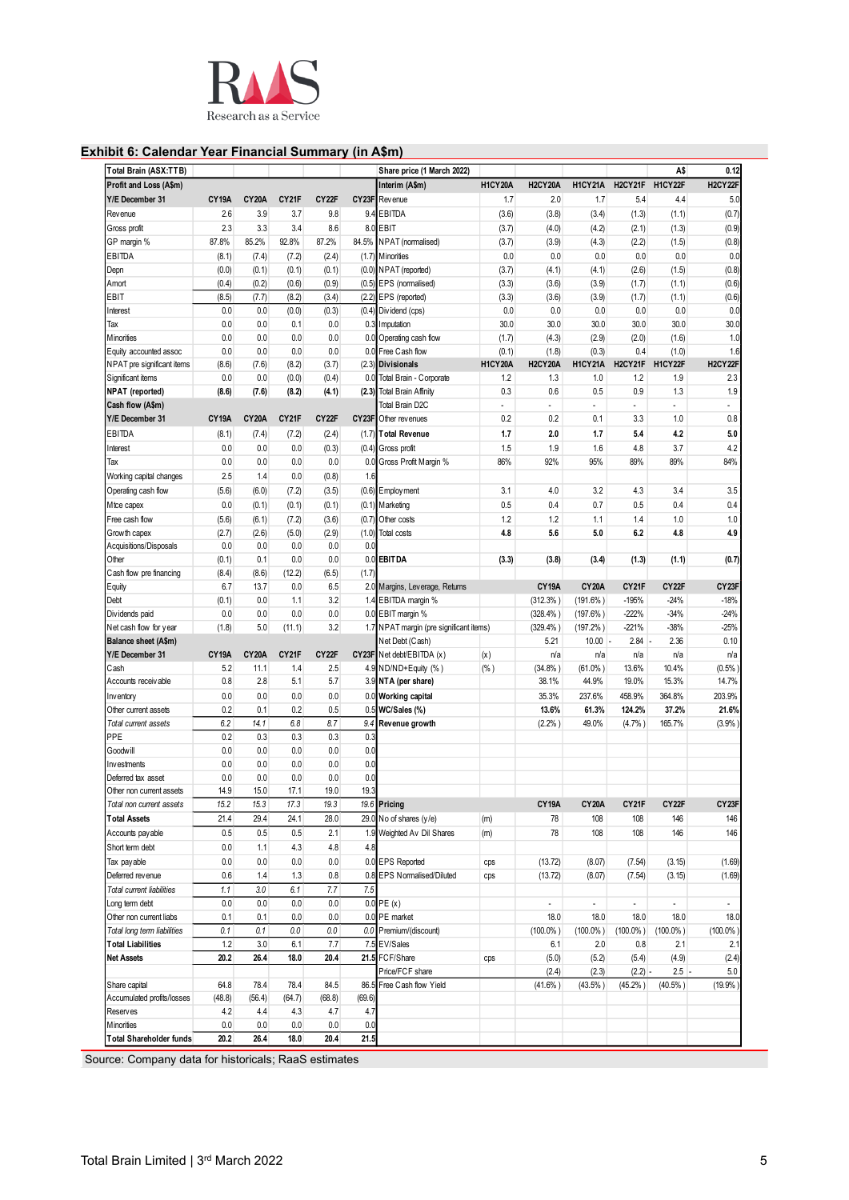## Exhibit 6: Calendar Year Financial Summary (in A$m)

| Total Brain (ASX:TTB) | | | | | |
|---|---|---|---|---|---|
| **Profit and Loss (A$m)** | | | | | |
| **Y/E December 31** | **CY19A** | **CY20A** | **CY21F** | **CY22F** | **CY23F** |
| Revenue | 2.6 | 3.9 | 3.7 | 9.8 | 9.4 |
| Gross profit | 2.3 | 3.3 | 3.4 | 8.6 | 8.0 |
| GP margin % | 87.8% | 85.2% | 92.8% | 87.2% | 84.5% |
| EBITDA | (8.1) | (7.4) | (7.2) | (2.4) | (1.7) |
| Depn | (0.0) | (0.1) | (0.1) | (0.1) | (0.0) |
| Amort | (0.4) | (0.2) | (0.6) | (0.9) | (0.5) |
| EBIT | (8.5) | (7.7) | (8.2) | (3.4) | (2.2) |
| Interest | 0.0 | 0.0 | (0.0) | (0.3) | (0.4) |
| Tax | 0.0 | 0.0 | 0.1 | 0.0 | 0.3 |
| Minorities | 0.0 | 0.0 | 0.0 | 0.0 | 0.0 |
| Equity accounted assoc | 0.0 | 0.0 | 0.0 | 0.0 | 0.0 |
| NPAT pre significant items | (8.6) | (7.6) | (8.2) | (3.7) | (2.3) |
| Significant items | 0.0 | 0.0 | (0.0) | (0.4) | 0.0 |
| **NPAT (reported)** | **(8.6)** | **(7.6)** | **(8.2)** | **(4.1)** | **(2.3)** |
| **Cash flow (A$m)** | | | | | |
| **Y/E December 31** | **CY19A** | **CY20A** | **CY21F** | **CY22F** | **CY23F** |
| EBITDA | (8.1) | (7.4) | (7.2) | (2.4) | (1.7) |
| Interest | 0.0 | 0.0 | 0.0 | (0.3) | (0.4) |
| Tax | 0.0 | 0.0 | 0.0 | 0.0 | 0.0 |
| Working capital changes | 2.5 | 1.4 | 0.0 | (0.8) | 1.6 |
| Operating cash flow | (5.6) | (6.0) | (7.2) | (3.5) | (0.6) |
| Mtce capex | 0.0 | (0.1) | (0.1) | (0.1) | (0.1) |
| Free cash flow | (5.6) | (6.1) | (7.2) | (3.6) | (0.7) |
| Growth capex | (2.7) | (2.6) | (5.0) | (2.9) | (1.0) |
| Acquisitions/Disposals | 0.0 | 0.0 | 0.0 | 0.0 | 0.0 |
| Other | (0.1) | 0.1 | 0.0 | 0.0 | 0.0 |
| Cash flow pre financing | (8.4) | (8.6) | (12.2) | (6.5) | (1.7) |
| Equity | 6.7 | 13.7 | 0.0 | 6.5 | 2.0 |
| Debt | (0.1) | 0.0 | 1.1 | 3.2 | 1.4 |
| Dividends paid | 0.0 | 0.0 | 0.0 | 0.0 | 0.0 |
| Net cash flow for year | (1.8) | 5.0 | (11.1) | 3.2 | 1.7 |
| **Balance sheet (A$m)** | | | | | |
| **Y/E December 31** | **CY19A** | **CY20A** | **CY21F** | **CY22F** | **CY23F** |
| Cash | 5.2 | 11.1 | 1.4 | 2.5 | 4.9 |
| Accounts receivable | 0.8 | 2.8 | 5.1 | 5.7 | 3.9 |
| Inventory | 0.0 | 0.0 | 0.0 | 0.0 | 0.0 |
| Other current assets | 0.2 | 0.1 | 0.2 | 0.5 | 0.5 |
| *Total current assets* | *6.2* | *14.1* | *6.8* | *8.7* | *9.4* |
| PPE | 0.2 | 0.3 | 0.3 | 0.3 | 0.3 |
| Goodwill | 0.0 | 0.0 | 0.0 | 0.0 | 0.0 |
| Investments | 0.0 | 0.0 | 0.0 | 0.0 | 0.0 |
| Deferred tax asset | 0.0 | 0.0 | 0.0 | 0.0 | 0.0 |
| Other non current assets | 14.9 | 15.0 | 17.1 | 19.0 | 19.3 |
| *Total non current assets* | *15.2* | *15.3* | *17.3* | *19.3* | *19.6* |
| **Total Assets** | 21.4 | 29.4 | 24.1 | 28.0 | 29.0 |
| Accounts payable | 0.5 | 0.5 | 0.5 | 2.1 | 1.9 |
| Short term debt | 0.0 | 1.1 | 4.3 | 4.8 | 4.8 |
| Tax payable | 0.0 | 0.0 | 0.0 | 0.0 | 0.0 |
| Deferred revenue | 0.6 | 1.4 | 1.3 | 0.8 | 0.8 |
| *Total current liabilities* | *1.1* | *3.0* | *6.1* | *7.7* | *7.5* |
| Long term debt | 0.0 | 0.0 | 0.0 | 0.0 | 0.0 |
| Other non current liabs | 0.1 | 0.1 | 0.0 | 0.0 | 0.0 |
| *Total long term liabilities* | *0.1* | *0.1* | *0.0* | *0.0* | *0.0* |
| **Total Liabilities** | 1.2 | 3.0 | 6.1 | 7.7 | 7.5 |
| **Net Assets** | 20.2 | 26.4 | 18.0 | 20.4 | 21.5 |
| Share capital | 64.8 | 78.4 | 78.4 | 84.5 | 86.5 |
| Accumulated profits/losses | (48.8) | (56.4) | (64.7) | (68.8) | (69.6) |
| Reserves | 4.2 | 4.4 | 4.3 | 4.7 | 4.7 |
| Minorities | 0.0 | 0.0 | 0.0 | 0.0 | 0.0 |
| **Total Shareholder funds** | **20.2** | **26.4** | **18.0** | **20.4** | **21.5** |

| Share price (1 March 2022) | | | | | | A$ | 0.12 |
|---|---|---|---|---|---|---|---|
| **Interim (A$m)** | | **H1CY20A** | **H2CY20A** | **H1CY21A** | **H2CY21F** | **H1CY22F** | **H2CY22F** |
| Revenue | | 1.7 | 2.0 | 1.7 | 5.4 | 4.4 | 5.0 |
| EBITDA | | (3.6) | (3.8) | (3.4) | (1.3) | (1.1) | (0.7) |
| EBIT | | (3.7) | (4.0) | (4.2) | (2.1) | (1.3) | (0.9) |
| NPAT (normalised) | | (3.7) | (3.9) | (4.3) | (2.2) | (1.5) | (0.8) |
| Minorities | | 0.0 | 0.0 | 0.0 | 0.0 | 0.0 | 0.0 |
| NPAT (reported) | | (3.7) | (4.1) | (4.1) | (2.6) | (1.5) | (0.8) |
| EPS (normalised) | | (3.3) | (3.6) | (3.9) | (1.7) | (1.1) | (0.6) |
| EPS (reported) | | (3.3) | (3.6) | (3.9) | (1.7) | (1.1) | (0.6) |
| Dividend (cps) | | 0.0 | 0.0 | 0.0 | 0.0 | 0.0 | 0.0 |
| Imputation | | 30.0 | 30.0 | 30.0 | 30.0 | 30.0 | 30.0 |
| Operating cash flow | | (1.7) | (4.3) | (2.9) | (2.0) | (1.6) | 1.0 |
| Free Cash flow | | (0.1) | (1.8) | (0.3) | 0.4 | (1.0) | 1.6 |
| **Divisionals** | | **H1CY20A** | **H2CY20A** | **H1CY21A** | **H2CY21F** | **H1CY22F** | **H2CY22F** |
| Total Brain - Corporate | | 1.2 | 1.3 | 1.0 | 1.2 | 1.9 | 2.3 |
| Total Brain Affinity | | 0.3 | 0.6 | 0.5 | 0.9 | 1.3 | 1.9 |
| Total Brain D2C | | - | - | - | - | - | - |
| Other revenues | | 0.2 | 0.2 | 0.1 | 3.3 | 1.0 | 0.8 |
| **Total Revenue** | | **1.7** | **2.0** | **1.7** | **5.4** | **4.2** | **5.0** |
| Gross profit | | 1.5 | 1.9 | 1.6 | 4.8 | 3.7 | 4.2 |
| Gross Profit Margin % | | 86% | 92% | 95% | 89% | 89% | 84% |
| Employment | | 3.1 | 4.0 | 3.2 | 4.3 | 3.4 | 3.5 |
| Marketing | | 0.5 | 0.4 | 0.7 | 0.5 | 0.4 | 0.4 |
| Other costs | | 1.2 | 1.2 | 1.1 | 1.4 | 1.0 | 1.0 |
| Total costs | | **4.8** | **5.6** | **5.0** | **6.2** | **4.8** | **4.9** |
| **EBITDA** | | **(3.3)** | **(3.8)** | **(3.4)** | **(1.3)** | **(1.1)** | **(0.7)** |
| Margins, Leverage, Returns | | | **CY19A** | **CY20A** | **CY21F** | **CY22F** | **CY23F** |
| EBITDA margin % | | | (312.3%) | (191.6%) | -195% | -24% | -18% |
| EBIT margin % | | | (328.4%) | (197.6%) | -222% | -34% | -24% |
| NPAT margin (pre significant items) | | | (329.4%) | (197.2%) | -221% | -38% | -25% |
| Net Debt (Cash) | | | 5.21 | 10.00 - | 2.84 - | 2.36 | 0.10 |
| Net debt/EBITDA (x) | (x) | | n/a | n/a | n/a | n/a | n/a |
| ND/ND+Equity (%) | (%) | | (34.8%) | (61.0%) | 13.6% | 10.4% | (0.5%) |
| **NTA (per share)** | | | 38.1% | 44.9% | 19.0% | 15.3% | 14.7% |
| **Working capital** | | | 35.3% | 237.6% | 458.9% | 364.8% | 203.9% |
| **WC/Sales (%)** | | | **13.6%** | **61.3%** | **124.2%** | **37.2%** | **21.6%** |
| **Revenue growth** | | | (2.2%) | 49.0% | (4.7%) | 165.7% | (3.9%) |
| **Pricing** | | | **CY19A** | **CY20A** | **CY21F** | **CY22F** | **CY23F** |
| No of shares (y/e) | (m) | | 78 | 108 | 108 | 146 | 146 |
| Weighted Av Dil Shares | (m) | | 78 | 108 | 108 | 146 | 146 |
| EPS Reported | cps | | (13.72) | (8.07) | (7.54) | (3.15) | (1.69) |
| EPS Normalised/Diluted | cps | | (13.72) | (8.07) | (7.54) | (3.15) | (1.69) |
| PE (x) | | | - | - | - | - | - |
| PE market | | | 18.0 | 18.0 | 18.0 | 18.0 | 18.0 |
| Premium/(discount) | | | (100.0%) | (100.0%) | (100.0%) | (100.0%) | (100.0%) |
| EV/Sales | | | 6.1 | 2.0 | 0.8 | 2.1 | 2.1 |
| FCF/Share | cps | | (5.0) | (5.2) | (5.4) | (4.9) | (2.4) |
| Price/FCF share | | | (2.4) | (2.3) | (2.2) - | 2.5 - | 5.0 |
| Free Cash flow Yield | | | (41.6%) | (43.5%) | (45.2%) | (40.5%) | (19.9%) |

Source: Company data for historicals; RaaS estimates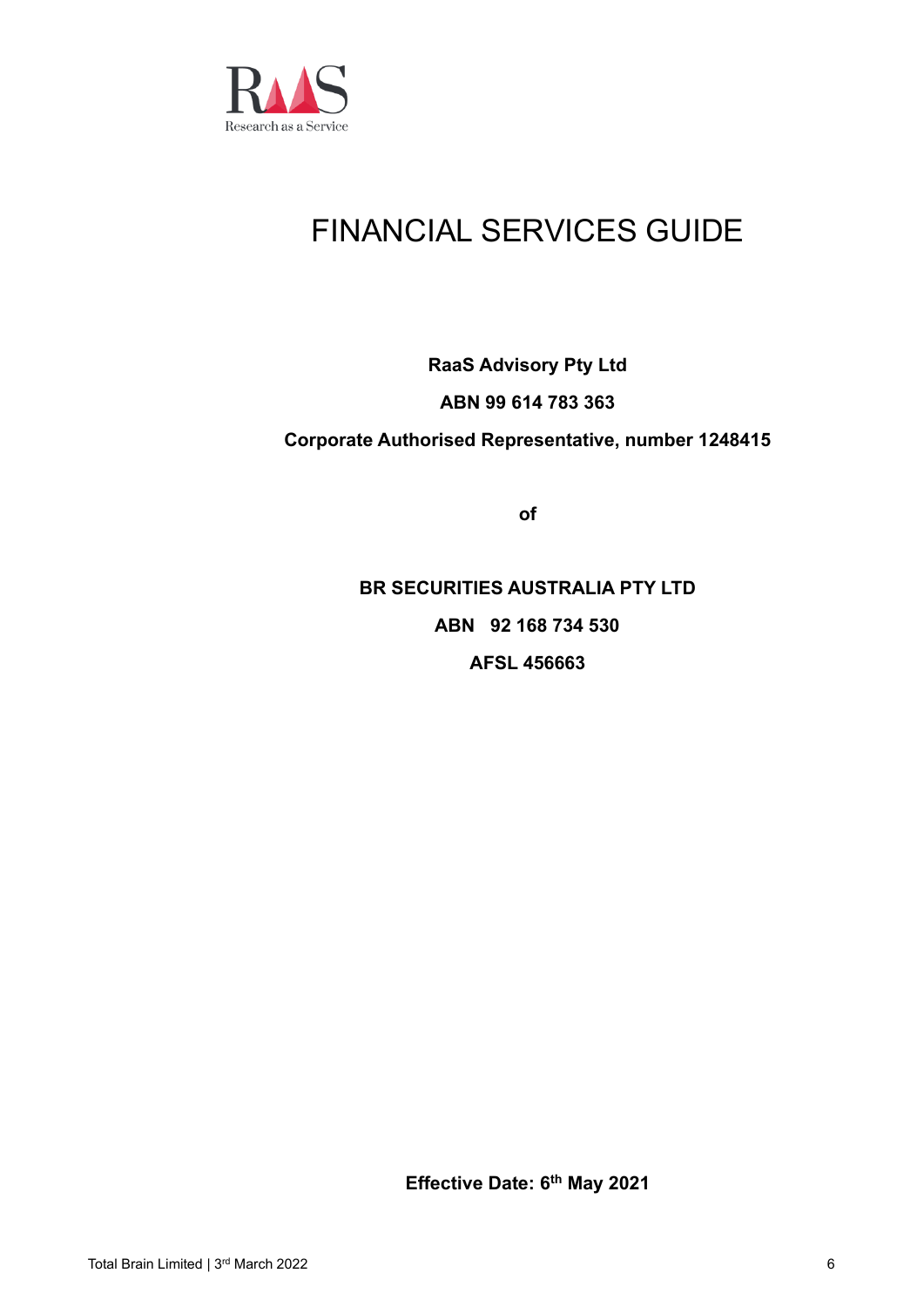# FINANCIAL SERVICES GUIDE

**RaaS Advisory Pty Ltd**

**ABN 99 614 783 363**

**Corporate Authorised Representative, number 1248415**

**of**

**BR SECURITIES AUSTRALIA PTY LTD**

**ABN 92 168 734 530**

**AFSL 456663**

**Effective Date: 6th May 2021**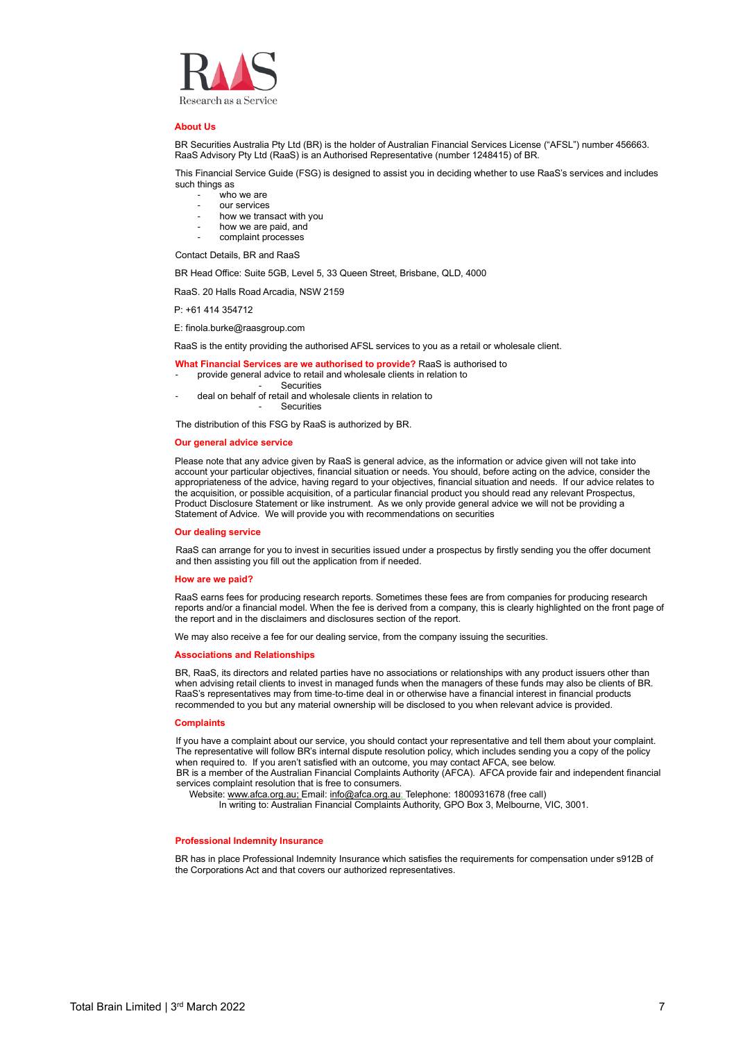RaaS

Research as a Service

## About Us

BR Securities Australia Pty Ltd (BR) is the holder of Australian Financial Services License ("AFSL") number 456663. RaaS Advisory Pty Ltd (RaaS) is an Authorised Representative (number 1248415) of BR.

This Financial Service Guide (FSG) is designed to assist you in deciding whether to use RaaS's services and includes such things as

- who we are
- our services
- how we transact with you
- how we are paid, and
- complaint processes

Contact Details, BR and RaaS

BR Head Office: Suite 5GB, Level 5, 33 Queen Street, Brisbane, QLD, 4000

RaaS. 20 Halls Road Arcadia, NSW 2159

P: +61 414 354712

E: finola.burke@raasgroup.com

RaaS is the entity providing the authorised AFSL services to you as a retail or wholesale client.

**What Financial Services are we authorised to provide?** RaaS is authorised to

- provide general advice to retail and wholesale clients in relation to
    - Securities
- deal on behalf of retail and wholesale clients in relation to
    - Securities

The distribution of this FSG by RaaS is authorized by BR.

## Our general advice service

Please note that any advice given by RaaS is general advice, as the information or advice given will not take into account your particular objectives, financial situation or needs. You should, before acting on the advice, consider the appropriateness of the advice, having regard to your objectives, financial situation and needs. If our advice relates to the acquisition, or possible acquisition, of a particular financial product you should read any relevant Prospectus, Product Disclosure Statement or like instrument. As we only provide general advice we will not be providing a Statement of Advice. We will provide you with recommendations on securities

## Our dealing service

RaaS can arrange for you to invest in securities issued under a prospectus by firstly sending you the offer document and then assisting you fill out the application from if needed.

## How are we paid?

RaaS earns fees for producing research reports. Sometimes these fees are from companies for producing research reports and/or a financial model. When the fee is derived from a company, this is clearly highlighted on the front page of the report and in the disclaimers and disclosures section of the report.

We may also receive a fee for our dealing service, from the company issuing the securities.

## Associations and Relationships

BR, RaaS, its directors and related parties have no associations or relationships with any product issuers other than when advising retail clients to invest in managed funds when the managers of these funds may also be clients of BR. RaaS's representatives may from time-to-time deal in or otherwise have a financial interest in financial products recommended to you but any material ownership will be disclosed to you when relevant advice is provided.

## Complaints

If you have a complaint about our service, you should contact your representative and tell them about your complaint. The representative will follow BR's internal dispute resolution policy, which includes sending you a copy of the policy when required to. If you aren't satisfied with an outcome, you may contact AFCA, see below.
BR is a member of the Australian Financial Complaints Authority (AFCA). AFCA provide fair and independent financial services complaint resolution that is free to consumers.

Website: www.afca.org.au; Email: info@afca.org.au; Telephone: 1800931678 (free call)
In writing to: Australian Financial Complaints Authority, GPO Box 3, Melbourne, VIC, 3001.

## Professional Indemnity Insurance

BR has in place Professional Indemnity Insurance which satisfies the requirements for compensation under s912B of the Corporations Act and that covers our authorized representatives.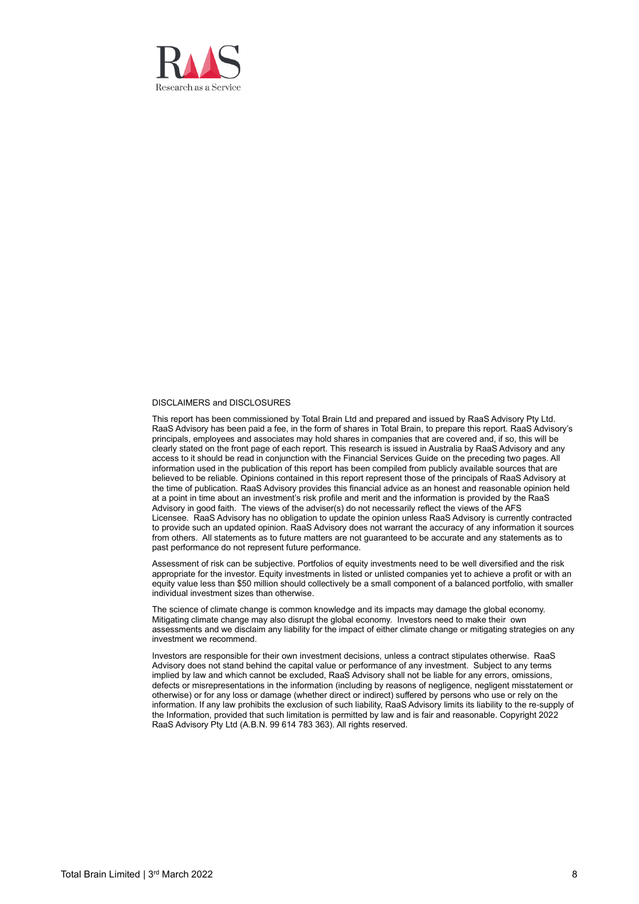DISCLAIMERS and DISCLOSURES

This report has been commissioned by Total Brain Ltd and prepared and issued by RaaS Advisory Pty Ltd. RaaS Advisory has been paid a fee, in the form of shares in Total Brain, to prepare this report. RaaS Advisory's principals, employees and associates may hold shares in companies that are covered and, if so, this will be clearly stated on the front page of each report. This research is issued in Australia by RaaS Advisory and any access to it should be read in conjunction with the Financial Services Guide on the preceding two pages. All information used in the publication of this report has been compiled from publicly available sources that are believed to be reliable. Opinions contained in this report represent those of the principals of RaaS Advisory at the time of publication. RaaS Advisory provides this financial advice as an honest and reasonable opinion held at a point in time about an investment's risk profile and merit and the information is provided by the RaaS Advisory in good faith. The views of the adviser(s) do not necessarily reflect the views of the AFS Licensee. RaaS Advisory has no obligation to update the opinion unless RaaS Advisory is currently contracted to provide such an updated opinion. RaaS Advisory does not warrant the accuracy of any information it sources from others. All statements as to future matters are not guaranteed to be accurate and any statements as to past performance do not represent future performance.

Assessment of risk can be subjective. Portfolios of equity investments need to be well diversified and the risk appropriate for the investor. Equity investments in listed or unlisted companies yet to achieve a profit or with an equity value less than $50 million should collectively be a small component of a balanced portfolio, with smaller individual investment sizes than otherwise.

The science of climate change is common knowledge and its impacts may damage the global economy. Mitigating climate change may also disrupt the global economy. Investors need to make their own assessments and we disclaim any liability for the impact of either climate change or mitigating strategies on any investment we recommend.

Investors are responsible for their own investment decisions, unless a contract stipulates otherwise. RaaS Advisory does not stand behind the capital value or performance of any investment. Subject to any terms implied by law and which cannot be excluded, RaaS Advisory shall not be liable for any errors, omissions, defects or misrepresentations in the information (including by reasons of negligence, negligent misstatement or otherwise) or for any loss or damage (whether direct or indirect) suffered by persons who use or rely on the information. If any law prohibits the exclusion of such liability, RaaS Advisory limits its liability to the re-supply of the Information, provided that such limitation is permitted by law and is fair and reasonable. Copyright 2022 RaaS Advisory Pty Ltd (A.B.N. 99 614 783 363). All rights reserved.